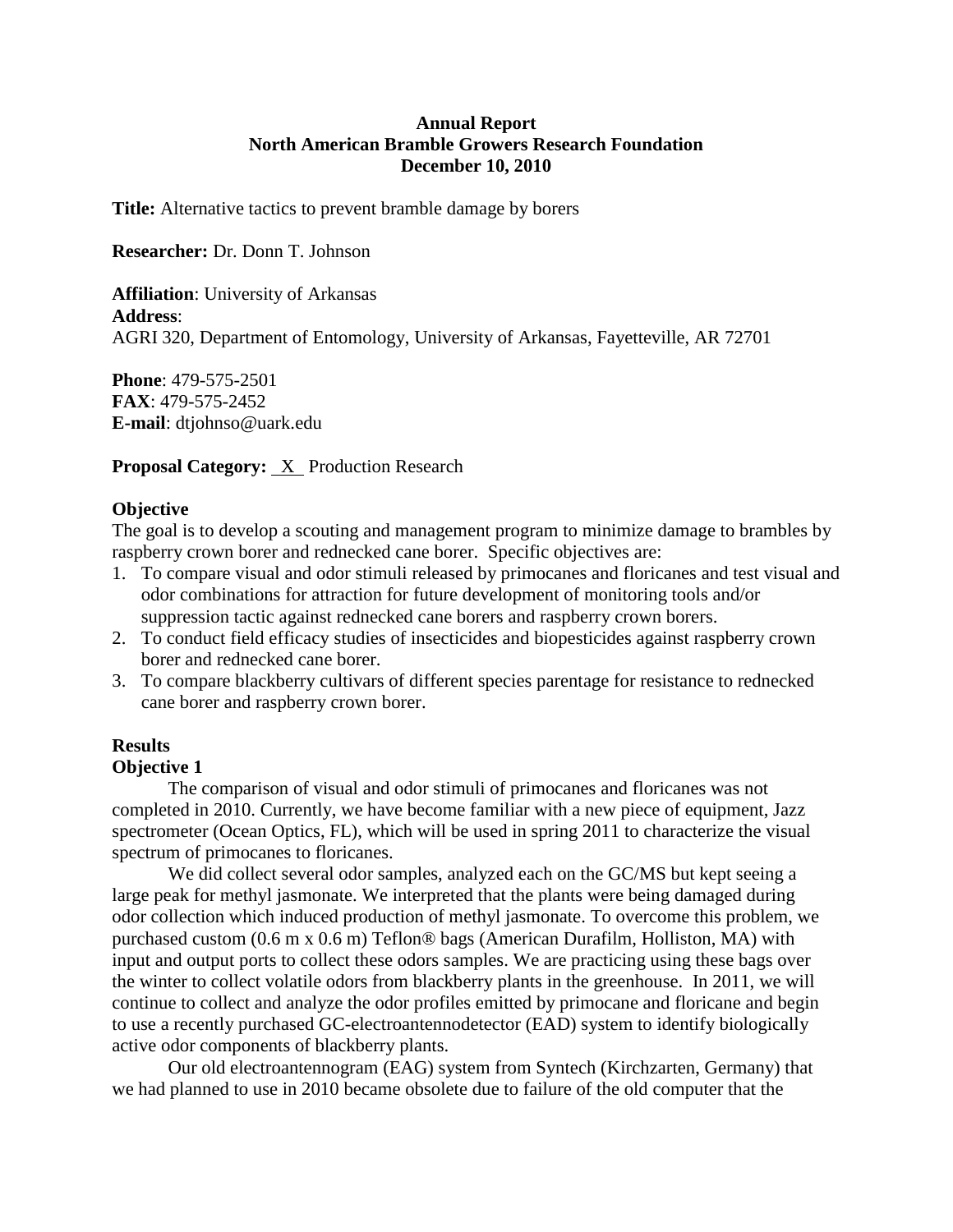**Annual Report**
**North American Bramble Growers Research Foundation**
**December 10, 2010**

**Title:** Alternative tactics to prevent bramble damage by borers

**Researcher:** Dr. Donn T. Johnson

**Affiliation**: University of Arkansas
**Address**:
AGRI 320, Department of Entomology, University of Arkansas, Fayetteville, AR 72701

**Phone**: 479-575-2501
**FAX**: 479-575-2452
**E-mail**: dtjohnso@uark.edu

**Proposal Category:** X Production Research

## Objective

The goal is to develop a scouting and management program to minimize damage to brambles by raspberry crown borer and rednecked cane borer. Specific objectives are:

1. To compare visual and odor stimuli released by primocanes and floricanes and test visual and odor combinations for attraction for future development of monitoring tools and/or suppression tactic against rednecked cane borers and raspberry crown borers.
2. To conduct field efficacy studies of insecticides and biopesticides against raspberry crown borer and rednecked cane borer.
3. To compare blackberry cultivars of different species parentage for resistance to rednecked cane borer and raspberry crown borer.

## Results

### Objective 1

The comparison of visual and odor stimuli of primocanes and floricanes was not completed in 2010. Currently, we have become familiar with a new piece of equipment, Jazz spectrometer (Ocean Optics, FL), which will be used in spring 2011 to characterize the visual spectrum of primocanes to floricanes.

We did collect several odor samples, analyzed each on the GC/MS but kept seeing a large peak for methyl jasmonate. We interpreted that the plants were being damaged during odor collection which induced production of methyl jasmonate. To overcome this problem, we purchased custom (0.6 m x 0.6 m) Teflon® bags (American Durafilm, Holliston, MA) with input and output ports to collect these odors samples. We are practicing using these bags over the winter to collect volatile odors from blackberry plants in the greenhouse. In 2011, we will continue to collect and analyze the odor profiles emitted by primocane and floricane and begin to use a recently purchased GC-electroantennodetector (EAD) system to identify biologically active odor components of blackberry plants.

Our old electroantennogram (EAG) system from Syntech (Kirchzarten, Germany) that we had planned to use in 2010 became obsolete due to failure of the old computer that the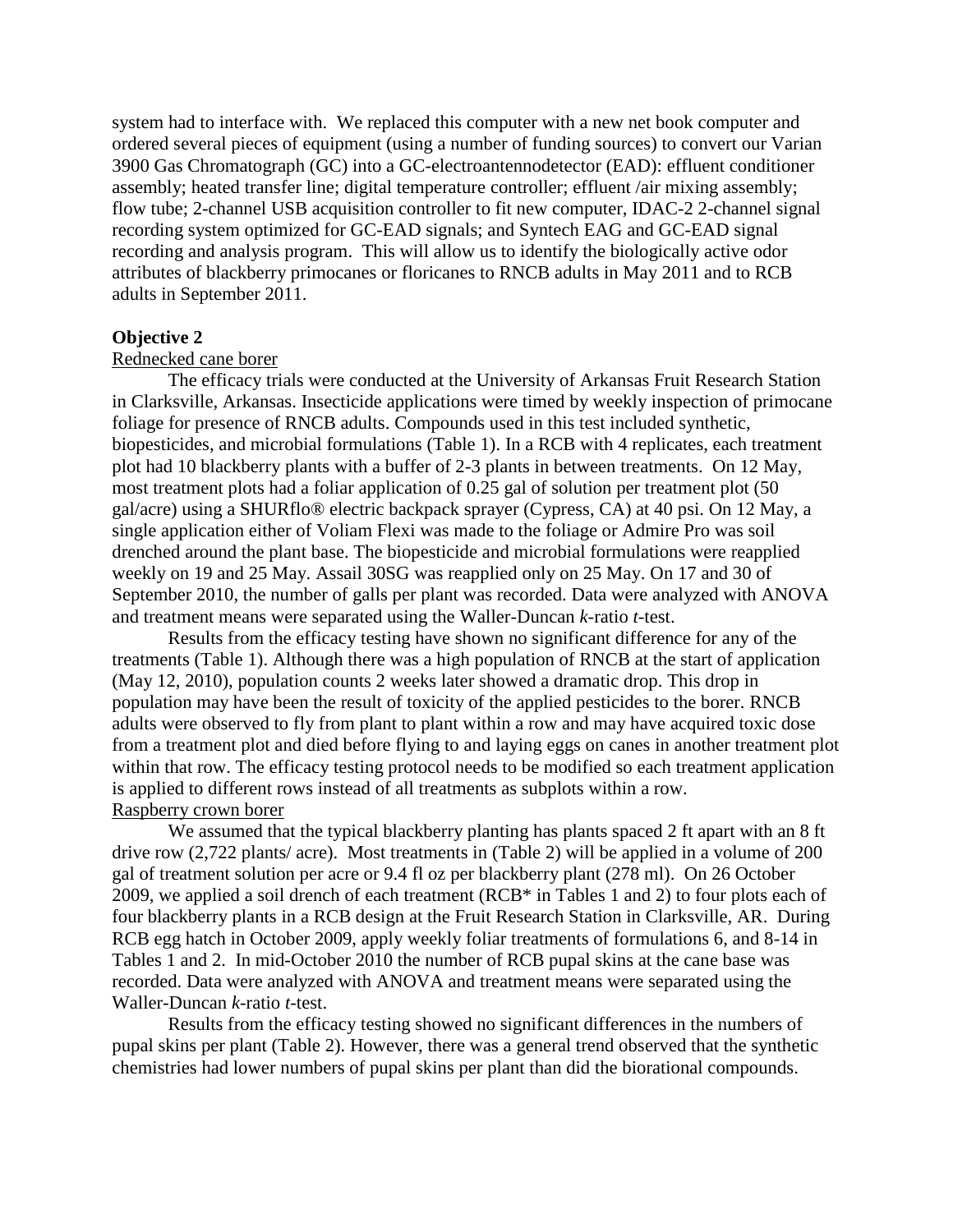system had to interface with. We replaced this computer with a new net book computer and ordered several pieces of equipment (using a number of funding sources) to convert our Varian 3900 Gas Chromatograph (GC) into a GC-electroantennodetector (EAD): effluent conditioner assembly; heated transfer line; digital temperature controller; effluent /air mixing assembly; flow tube; 2-channel USB acquisition controller to fit new computer, IDAC-2 2-channel signal recording system optimized for GC-EAD signals; and Syntech EAG and GC-EAD signal recording and analysis program. This will allow us to identify the biologically active odor attributes of blackberry primocanes or floricanes to RNCB adults in May 2011 and to RCB adults in September 2011.

**Objective 2**

Rednecked cane borer

The efficacy trials were conducted at the University of Arkansas Fruit Research Station in Clarksville, Arkansas. Insecticide applications were timed by weekly inspection of primocane foliage for presence of RNCB adults. Compounds used in this test included synthetic, biopesticides, and microbial formulations (Table 1). In a RCB with 4 replicates, each treatment plot had 10 blackberry plants with a buffer of 2-3 plants in between treatments. On 12 May, most treatment plots had a foliar application of 0.25 gal of solution per treatment plot (50 gal/acre) using a SHURflo® electric backpack sprayer (Cypress, CA) at 40 psi. On 12 May, a single application either of Voliam Flexi was made to the foliage or Admire Pro was soil drenched around the plant base. The biopesticide and microbial formulations were reapplied weekly on 19 and 25 May. Assail 30SG was reapplied only on 25 May. On 17 and 30 of September 2010, the number of galls per plant was recorded. Data were analyzed with ANOVA and treatment means were separated using the Waller-Duncan *k*-ratio *t*-test.

Results from the efficacy testing have shown no significant difference for any of the treatments (Table 1). Although there was a high population of RNCB at the start of application (May 12, 2010), population counts 2 weeks later showed a dramatic drop. This drop in population may have been the result of toxicity of the applied pesticides to the borer. RNCB adults were observed to fly from plant to plant within a row and may have acquired toxic dose from a treatment plot and died before flying to and laying eggs on canes in another treatment plot within that row. The efficacy testing protocol needs to be modified so each treatment application is applied to different rows instead of all treatments as subplots within a row.

Raspberry crown borer

We assumed that the typical blackberry planting has plants spaced 2 ft apart with an 8 ft drive row (2,722 plants/ acre). Most treatments in (Table 2) will be applied in a volume of 200 gal of treatment solution per acre or 9.4 fl oz per blackberry plant (278 ml). On 26 October 2009, we applied a soil drench of each treatment (RCB* in Tables 1 and 2) to four plots each of four blackberry plants in a RCB design at the Fruit Research Station in Clarksville, AR. During RCB egg hatch in October 2009, apply weekly foliar treatments of formulations 6, and 8-14 in Tables 1 and 2. In mid-October 2010 the number of RCB pupal skins at the cane base was recorded. Data were analyzed with ANOVA and treatment means were separated using the Waller-Duncan *k*-ratio *t*-test.

Results from the efficacy testing showed no significant differences in the numbers of pupal skins per plant (Table 2). However, there was a general trend observed that the synthetic chemistries had lower numbers of pupal skins per plant than did the biorational compounds.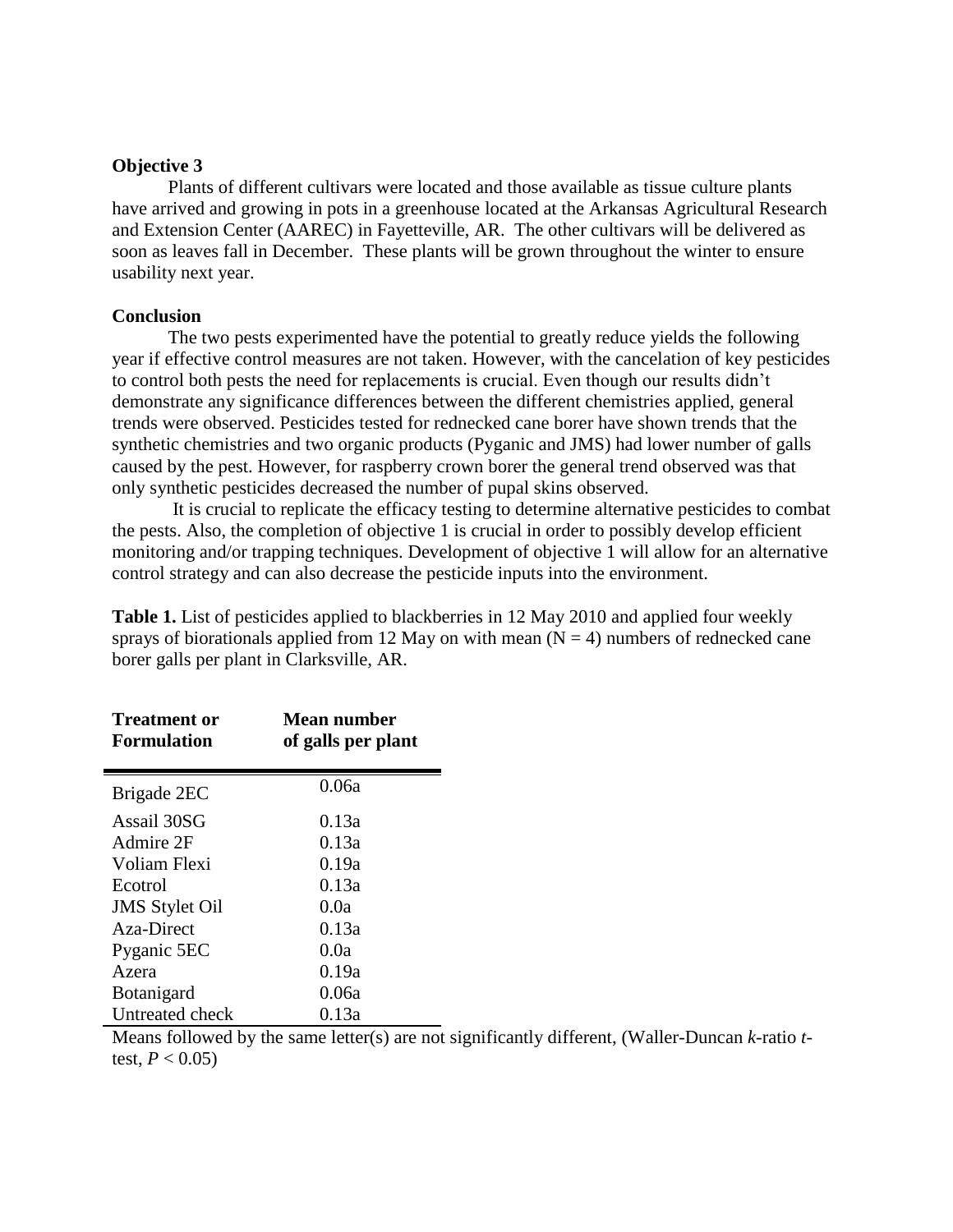**Objective 3**

Plants of different cultivars were located and those available as tissue culture plants have arrived and growing in pots in a greenhouse located at the Arkansas Agricultural Research and Extension Center (AAREC) in Fayetteville, AR. The other cultivars will be delivered as soon as leaves fall in December. These plants will be grown throughout the winter to ensure usability next year.

**Conclusion**

The two pests experimented have the potential to greatly reduce yields the following year if effective control measures are not taken. However, with the cancelation of key pesticides to control both pests the need for replacements is crucial. Even though our results didn't demonstrate any significance differences between the different chemistries applied, general trends were observed. Pesticides tested for rednecked cane borer have shown trends that the synthetic chemistries and two organic products (Pyganic and JMS) had lower number of galls caused by the pest. However, for raspberry crown borer the general trend observed was that only synthetic pesticides decreased the number of pupal skins observed.

It is crucial to replicate the efficacy testing to determine alternative pesticides to combat the pests. Also, the completion of objective 1 is crucial in order to possibly develop efficient monitoring and/or trapping techniques. Development of objective 1 will allow for an alternative control strategy and can also decrease the pesticide inputs into the environment.

**Table 1.** List of pesticides applied to blackberries in 12 May 2010 and applied four weekly sprays of biorationals applied from 12 May on with mean ($N = 4$) numbers of rednecked cane borer galls per plant in Clarksville, AR.

| Treatment or Formulation | Mean number of galls per plant |
|---|---|
| Brigade 2EC | 0.06a |
| Assail 30SG | 0.13a |
| Admire 2F | 0.13a |
| Voliam Flexi | 0.19a |
| Ecotrol | 0.13a |
| JMS Stylet Oil | 0.0a |
| Aza-Direct | 0.13a |
| Pyganic 5EC | 0.0a |
| Azera | 0.19a |
| Botanigard | 0.06a |
| Untreated check | 0.13a |

Means followed by the same letter(s) are not significantly different, (Waller-Duncan *k*-ratio *t*-test, $P < 0.05$)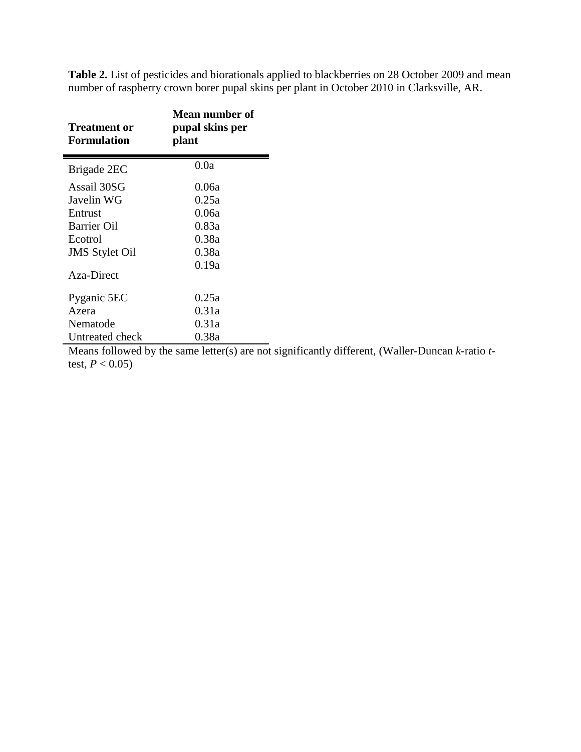**Table 2.** List of pesticides and biorationals applied to blackberries on 28 October 2009 and mean number of raspberry crown borer pupal skins per plant in October 2010 in Clarksville, AR.

| Treatment or Formulation | Mean number of pupal skins per plant |
|---|---|
| Brigade 2EC | 0.0a |
| Assail 30SG | 0.06a |
| Javelin WG | 0.25a |
| Entrust | 0.06a |
| Barrier Oil | 0.83a |
| Ecotrol | 0.38a |
| JMS Stylet Oil | 0.38a |
| Aza-Direct | 0.19a |
| Pyganic 5EC | 0.25a |
| Azera | 0.31a |
| Nematode | 0.31a |
| Untreated check | 0.38a |

Means followed by the same letter(s) are not significantly different, (Waller-Duncan *k*-ratio *t*-test, $P < 0.05$)